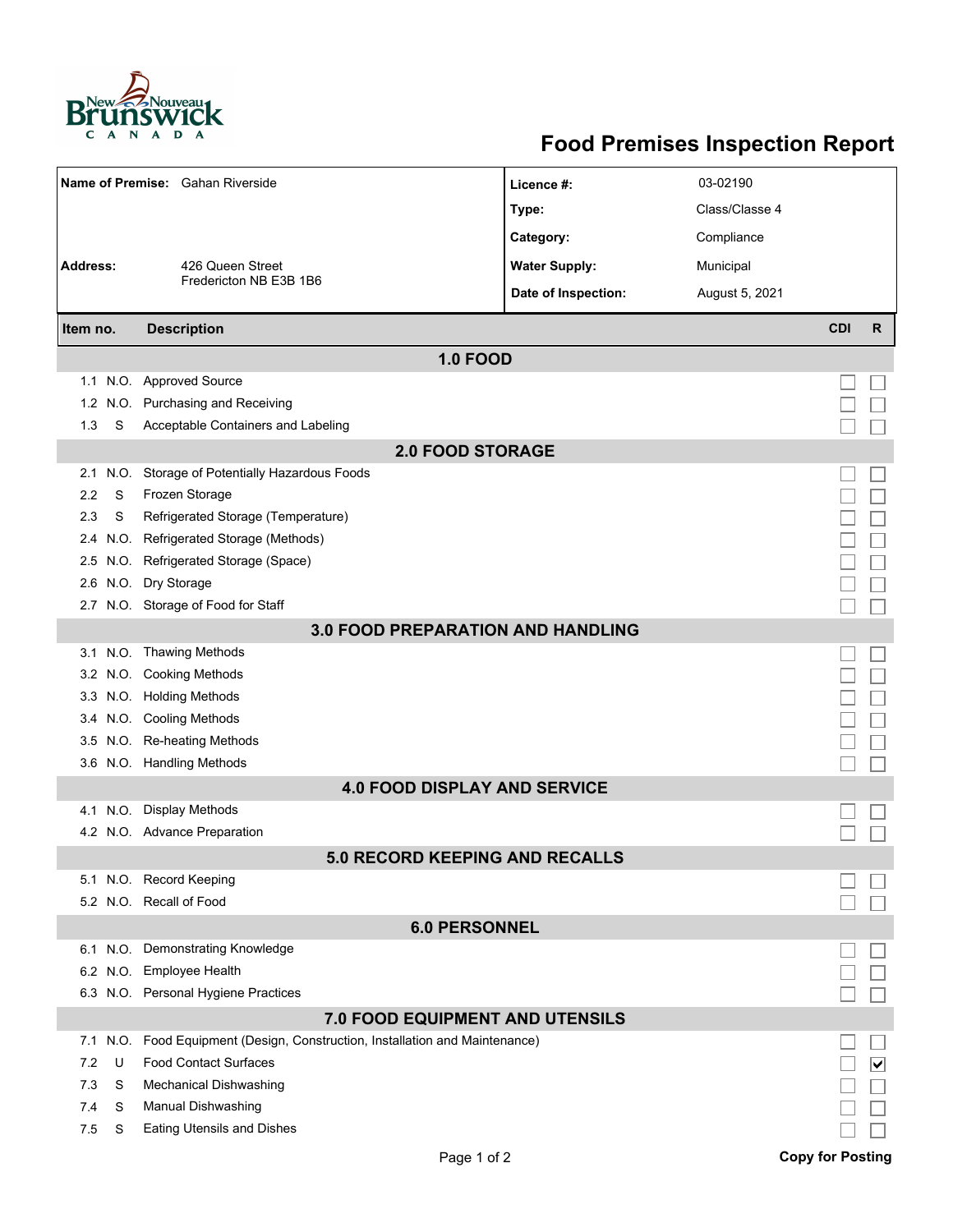# Food Premises Inspection Report

| | | | |
|---|---|---|---|
| **Name of Premise:** | Gahan Riverside | **Licence #:** | 03-02190 |
| | | **Type:** | Class/Classe 4 |
| | | **Category:** | Compliance |
| **Address:** | 426 Queen Street<br>Fredericton NB E3B 1B6 | **Water Supply:** | Municipal |
| | | **Date of Inspection:** | August 5, 2021 |

| Item no. | | Description | CDI | R |
|---|---|---|---|---|
| **1.0 FOOD** | | | | |
| 1.1 | N.O. | Approved Source | ☐ | ☐ |
| 1.2 | N.O. | Purchasing and Receiving | ☐ | ☐ |
| 1.3 | S | Acceptable Containers and Labeling | ☐ | ☐ |
| **2.0 FOOD STORAGE** | | | | |
| 2.1 | N.O. | Storage of Potentially Hazardous Foods | ☐ | ☐ |
| 2.2 | S | Frozen Storage | ☐ | ☐ |
| 2.3 | S | Refrigerated Storage (Temperature) | ☐ | ☐ |
| 2.4 | N.O. | Refrigerated Storage (Methods) | ☐ | ☐ |
| 2.5 | N.O. | Refrigerated Storage (Space) | ☐ | ☐ |
| 2.6 | N.O. | Dry Storage | ☐ | ☐ |
| 2.7 | N.O. | Storage of Food for Staff | ☐ | ☐ |
| **3.0 FOOD PREPARATION AND HANDLING** | | | | |
| 3.1 | N.O. | Thawing Methods | ☐ | ☐ |
| 3.2 | N.O. | Cooking Methods | ☐ | ☐ |
| 3.3 | N.O. | Holding Methods | ☐ | ☐ |
| 3.4 | N.O. | Cooling Methods | ☐ | ☐ |
| 3.5 | N.O. | Re-heating Methods | ☐ | ☐ |
| 3.6 | N.O. | Handling Methods | ☐ | ☐ |
| **4.0 FOOD DISPLAY AND SERVICE** | | | | |
| 4.1 | N.O. | Display Methods | ☐ | ☐ |
| 4.2 | N.O. | Advance Preparation | ☐ | ☐ |
| **5.0 RECORD KEEPING AND RECALLS** | | | | |
| 5.1 | N.O. | Record Keeping | ☐ | ☐ |
| 5.2 | N.O. | Recall of Food | ☐ | ☐ |
| **6.0 PERSONNEL** | | | | |
| 6.1 | N.O. | Demonstrating Knowledge | ☐ | ☐ |
| 6.2 | N.O. | Employee Health | ☐ | ☐ |
| 6.3 | N.O. | Personal Hygiene Practices | ☐ | ☐ |
| **7.0 FOOD EQUIPMENT AND UTENSILS** | | | | |
| 7.1 | N.O. | Food Equipment (Design, Construction, Installation and Maintenance) | ☐ | ☐ |
| 7.2 | U | Food Contact Surfaces | ☐ | ☑ |
| 7.3 | S | Mechanical Dishwashing | ☐ | ☐ |
| 7.4 | S | Manual Dishwashing | ☐ | ☐ |
| 7.5 | S | Eating Utensils and Dishes | ☐ | ☐ |

**Copy for Posting**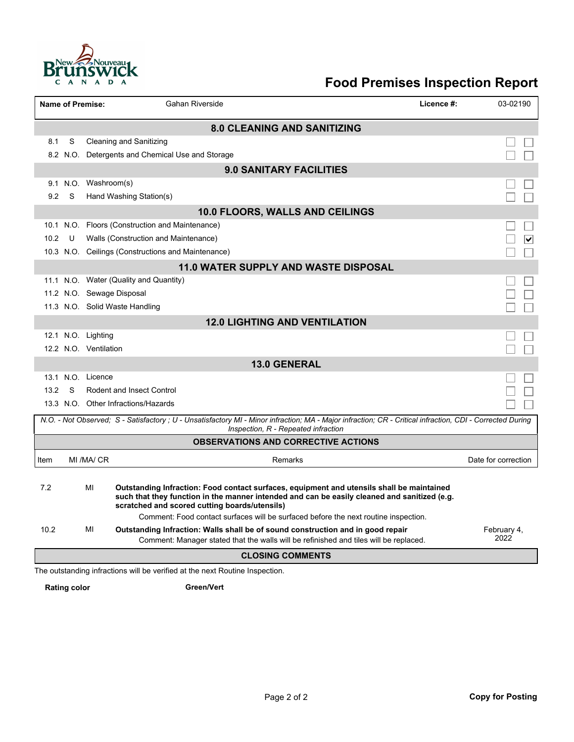# Food Premises Inspection Report

| **Name of Premise:** | Gahan Riverside | **Licence #:** | 03-02190 |
|---|---|---|---|

## 8.0 CLEANING AND SANITIZING

| | | | | |
|---|---|---|---|---|
| 8.1 | S | Cleaning and Sanitizing | ☐ | ☐ |
| 8.2 | N.O. | Detergents and Chemical Use and Storage | ☐ | ☐ |

## 9.0 SANITARY FACILITIES

| | | | | |
|---|---|---|---|---|
| 9.1 | N.O. | Washroom(s) | ☐ | ☐ |
| 9.2 | S | Hand Washing Station(s) | ☐ | ☐ |

## 10.0 FLOORS, WALLS AND CEILINGS

| | | | | |
|---|---|---|---|---|
| 10.1 | N.O. | Floors (Construction and Maintenance) | ☐ | ☐ |
| 10.2 | U | Walls (Construction and Maintenance) | ☐ | ☑ |
| 10.3 | N.O. | Ceilings (Constructions and Maintenance) | ☐ | ☐ |

## 11.0 WATER SUPPLY AND WASTE DISPOSAL

| | | | | |
|---|---|---|---|---|
| 11.1 | N.O. | Water (Quality and Quantity) | ☐ | ☐ |
| 11.2 | N.O. | Sewage Disposal | ☐ | ☐ |
| 11.3 | N.O. | Solid Waste Handling | ☐ | ☐ |

## 12.0 LIGHTING AND VENTILATION

| | | | | |
|---|---|---|---|---|
| 12.1 | N.O. | Lighting | ☐ | ☐ |
| 12.2 | N.O. | Ventilation | ☐ | ☐ |

## 13.0 GENERAL

| | | | | |
|---|---|---|---|---|
| 13.1 | N.O. | Licence | ☐ | ☐ |
| 13.2 | S | Rodent and Insect Control | ☐ | ☐ |
| 13.3 | N.O. | Other Infractions/Hazards | ☐ | ☐ |

*N.O. - Not Observed; S - Satisfactory ; U - Unsatisfactory MI - Minor infraction; MA - Major infraction; CR - Critical infraction, CDI - Corrected During Inspection, R - Repeated infraction*

## OBSERVATIONS AND CORRECTIVE ACTIONS

| Item | MI /MA/ CR | Remarks | Date for correction |
|---|---|---|---|
| 7.2 | MI | **Outstanding Infraction: Food contact surfaces, equipment and utensils shall be maintained such that they function in the manner intended and can be easily cleaned and sanitized (e.g. scratched and scored cutting boards/utensils)**<br>Comment: Food contact surfaces will be surfaced before the next routine inspection. | |
| 10.2 | MI | **Outstanding Infraction: Walls shall be of sound construction and in good repair**<br>Comment: Manager stated that the walls will be refinished and tiles will be replaced. | February 4, 2022 |

## CLOSING COMMENTS

The outstanding infractions will be verified at the next Routine Inspection.

**Rating color** **Green/Vert**

**Copy for Posting**